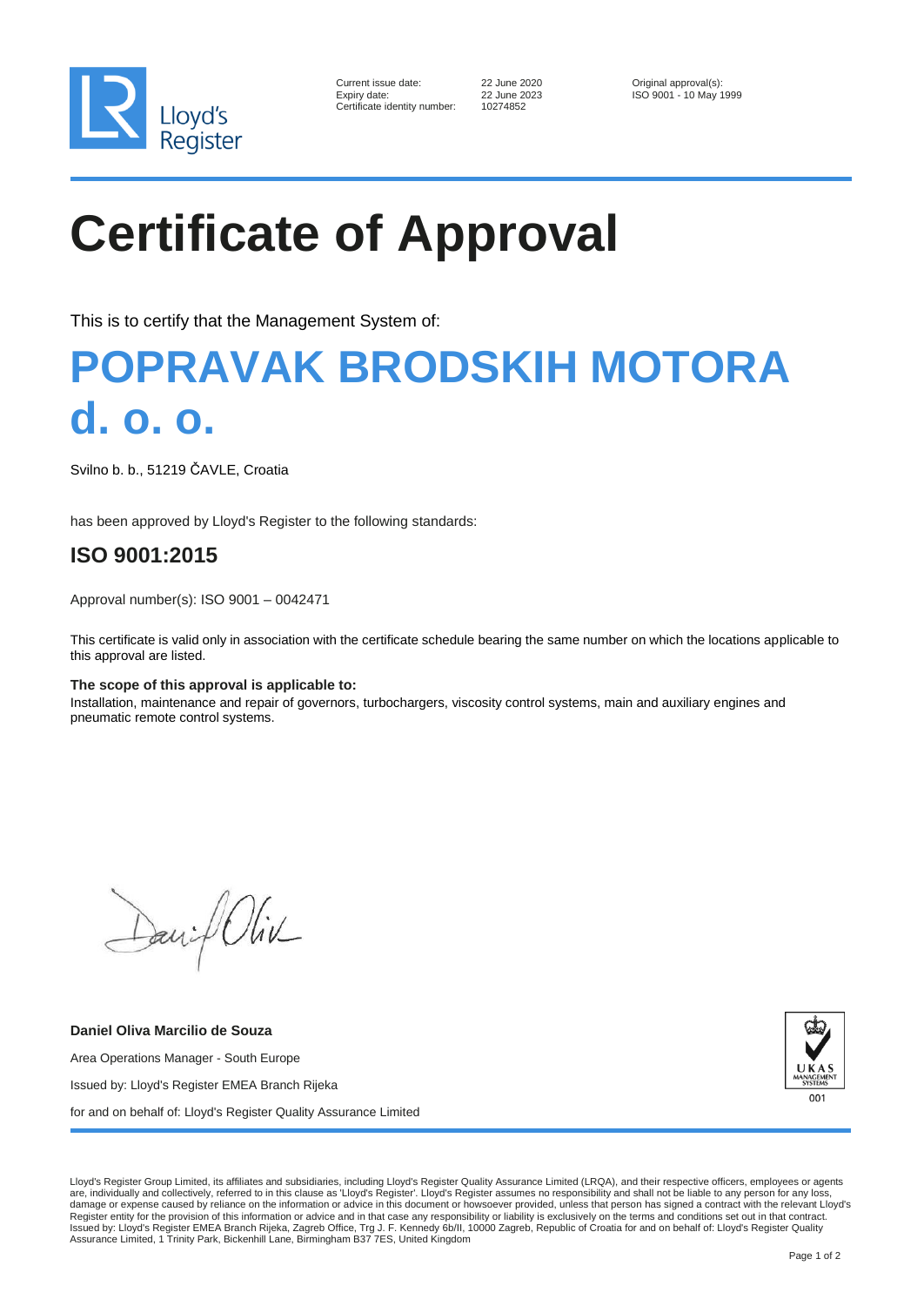Current issue date: 22 June 2020
Expiry date: 22 June 2023
Certificate identity number: 10274852

Original approval(s):
ISO 9001 - 10 May 1999

# Certificate of Approval

This is to certify that the Management System of:

## POPRAVAK BRODSKIH MOTORA d. o. o.

Svilno b. b., 51219 ČAVLE, Croatia

has been approved by Lloyd's Register to the following standards:

## ISO 9001:2015

Approval number(s): ISO 9001 – 0042471

This certificate is valid only in association with the certificate schedule bearing the same number on which the locations applicable to this approval are listed.

**The scope of this approval is applicable to:**
Installation, maintenance and repair of governors, turbochargers, viscosity control systems, main and auxiliary engines and pneumatic remote control systems.

**Daniel Oliva Marcilio de Souza**

Area Operations Manager - South Europe

Issued by: Lloyd's Register EMEA Branch Rijeka

for and on behalf of: Lloyd's Register Quality Assurance Limited

UKAS MANAGEMENT SYSTEMS 001

Lloyd's Register Group Limited, its affiliates and subsidiaries, including Lloyd's Register Quality Assurance Limited (LRQA), and their respective officers, employees or agents are, individually and collectively, referred to in this clause as 'Lloyd's Register'. Lloyd's Register assumes no responsibility and shall not be liable to any person for any loss, damage or expense caused by reliance on the information or advice in this document or howsoever provided, unless that person has signed a contract with the relevant Lloyd's Register entity for the provision of this information or advice and in that case any responsibility or liability is exclusively on the terms and conditions set out in that contract.
Issued by: Lloyd's Register EMEA Branch Rijeka, Zagreb Office, Trg J. F. Kennedy 6b/II, 10000 Zagreb, Republic of Croatia for and on behalf of: Lloyd's Register Quality Assurance Limited, 1 Trinity Park, Bickenhill Lane, Birmingham B37 7ES, United Kingdom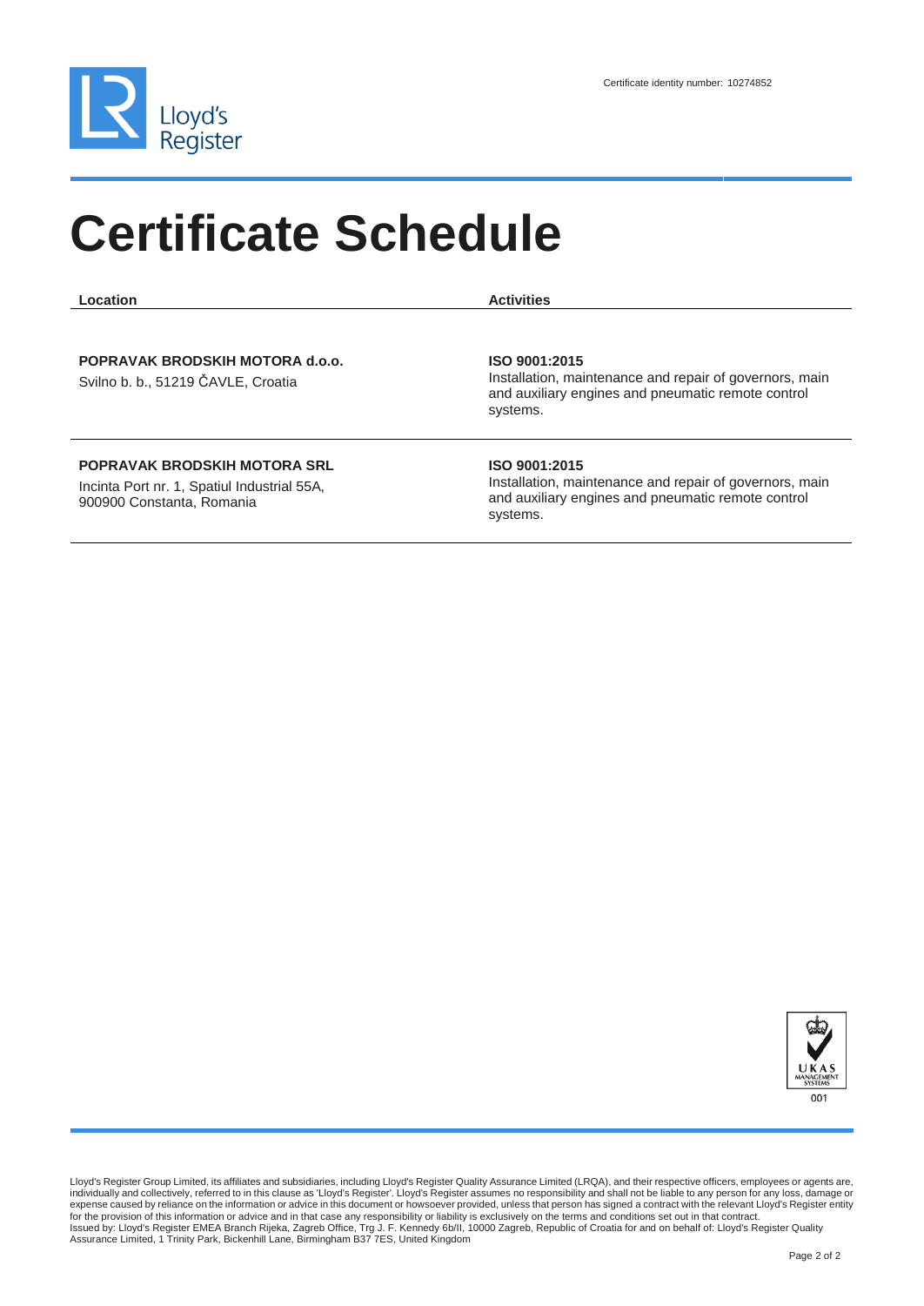Certificate identity number: 10274852

# Certificate Schedule

| Location | Activities |
| --- | --- |
| **POPRAVAK BRODSKIH MOTORA d.o.o.**<br>Svilno b. b., 51219 ČAVLE, Croatia | **ISO 9001:2015**<br>Installation, maintenance and repair of governors, main and auxiliary engines and pneumatic remote control systems. |
| **POPRAVAK BRODSKIH MOTORA SRL**<br>Incinta Port nr. 1, Spatiul Industrial 55A, 900900 Constanta, Romania | **ISO 9001:2015**<br>Installation, maintenance and repair of governors, main and auxiliary engines and pneumatic remote control systems. |

UKAS MANAGEMENT SYSTEMS
001

Lloyd's Register Group Limited, its affiliates and subsidiaries, including Lloyd's Register Quality Assurance Limited (LRQA), and their respective officers, employees or agents are, individually and collectively, referred to in this clause as 'Lloyd's Register'. Lloyd's Register assumes no responsibility and shall not be liable to any person for any loss, damage or expense caused by reliance on the information or advice in this document or howsoever provided, unless that person has signed a contract with the relevant Lloyd's Register entity for the provision of this information or advice and in that case any responsibility or liability is exclusively on the terms and conditions set out in that contract.
Issued by: Lloyd's Register EMEA Branch Rijeka, Zagreb Office, Trg J. F. Kennedy 6b/II, 10000 Zagreb, Republic of Croatia for and on behalf of: Lloyd's Register Quality Assurance Limited, 1 Trinity Park, Bickenhill Lane, Birmingham B37 7ES, United Kingdom